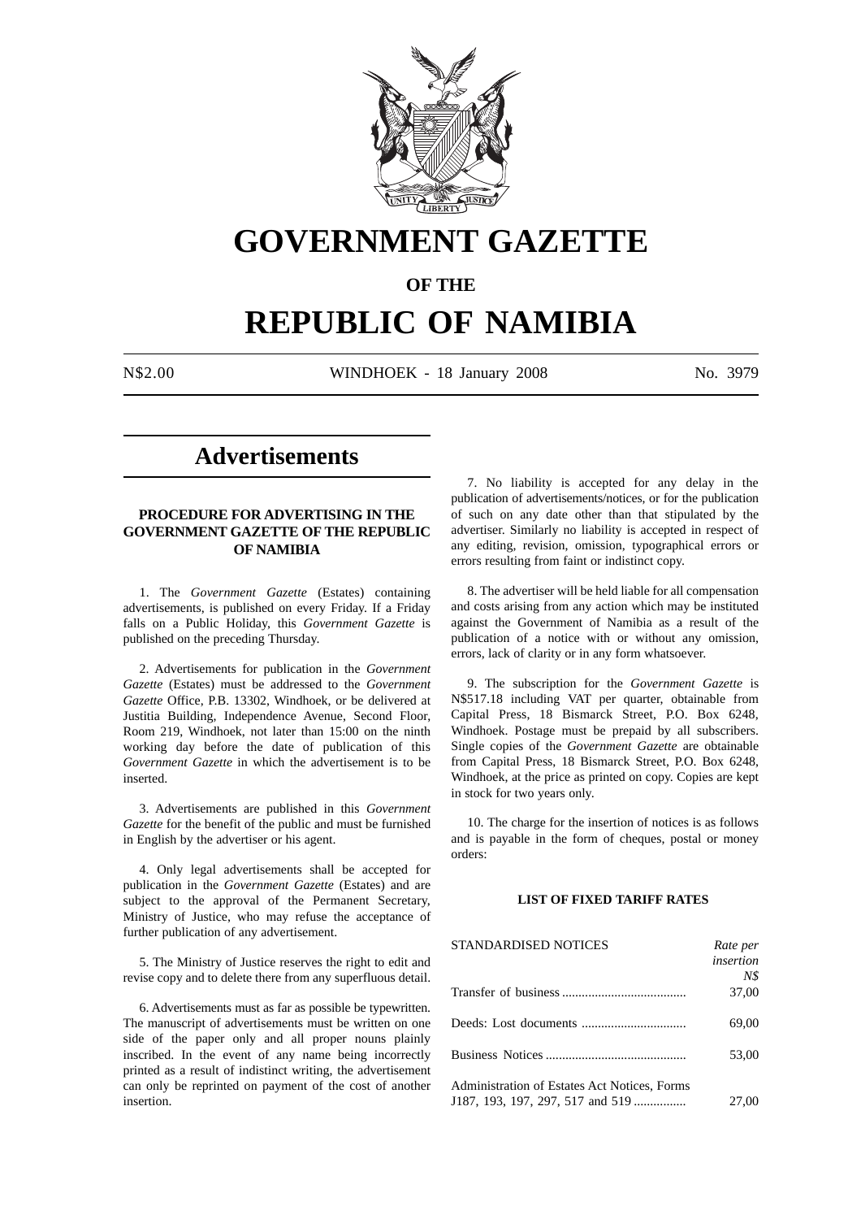# GOVERNMENT GAZETTE

## OF THE

# REPUBLIC OF NAMIBIA

N$2.00 WINDHOEK - 18 January 2008 No. 3979

## Advertisements

### PROCEDURE FOR ADVERTISING IN THE GOVERNMENT GAZETTE OF THE REPUBLIC OF NAMIBIA

1. The *Government Gazette* (Estates) containing advertisements, is published on every Friday. If a Friday falls on a Public Holiday, this *Government Gazette* is published on the preceding Thursday.

2. Advertisements for publication in the *Government Gazette* (Estates) must be addressed to the *Government Gazette* Office, P.B. 13302, Windhoek, or be delivered at Justitia Building, Independence Avenue, Second Floor, Room 219, Windhoek, not later than 15:00 on the ninth working day before the date of publication of this *Government Gazette* in which the advertisement is to be inserted.

3. Advertisements are published in this *Government Gazette* for the benefit of the public and must be furnished in English by the advertiser or his agent.

4. Only legal advertisements shall be accepted for publication in the *Government Gazette* (Estates) and are subject to the approval of the Permanent Secretary, Ministry of Justice, who may refuse the acceptance of further publication of any advertisement.

5. The Ministry of Justice reserves the right to edit and revise copy and to delete there from any superfluous detail.

6. Advertisements must as far as possible be typewritten. The manuscript of advertisements must be written on one side of the paper only and all proper nouns plainly inscribed. In the event of any name being incorrectly printed as a result of indistinct writing, the advertisement can only be reprinted on payment of the cost of another insertion.

7. No liability is accepted for any delay in the publication of advertisements/notices, or for the publication of such on any date other than that stipulated by the advertiser. Similarly no liability is accepted in respect of any editing, revision, omission, typographical errors or errors resulting from faint or indistinct copy.

8. The advertiser will be held liable for all compensation and costs arising from any action which may be instituted against the Government of Namibia as a result of the publication of a notice with or without any omission, errors, lack of clarity or in any form whatsoever.

9. The subscription for the *Government Gazette* is N$517.18 including VAT per quarter, obtainable from Capital Press, 18 Bismarck Street, P.O. Box 6248, Windhoek. Postage must be prepaid by all subscribers. Single copies of the *Government Gazette* are obtainable from Capital Press, 18 Bismarck Street, P.O. Box 6248, Windhoek, at the price as printed on copy. Copies are kept in stock for two years only.

10. The charge for the insertion of notices is as follows and is payable in the form of cheques, postal or money orders:

#### LIST OF FIXED TARIFF RATES

| STANDARDISED NOTICES | *Rate per insertion N$* |
|---|---|
| Transfer of business | 37,00 |
| Deeds: Lost documents | 69,00 |
| Business Notices | 53,00 |
| Administration of Estates Act Notices, Forms J187, 193, 197, 297, 517 and 519 | 27,00 |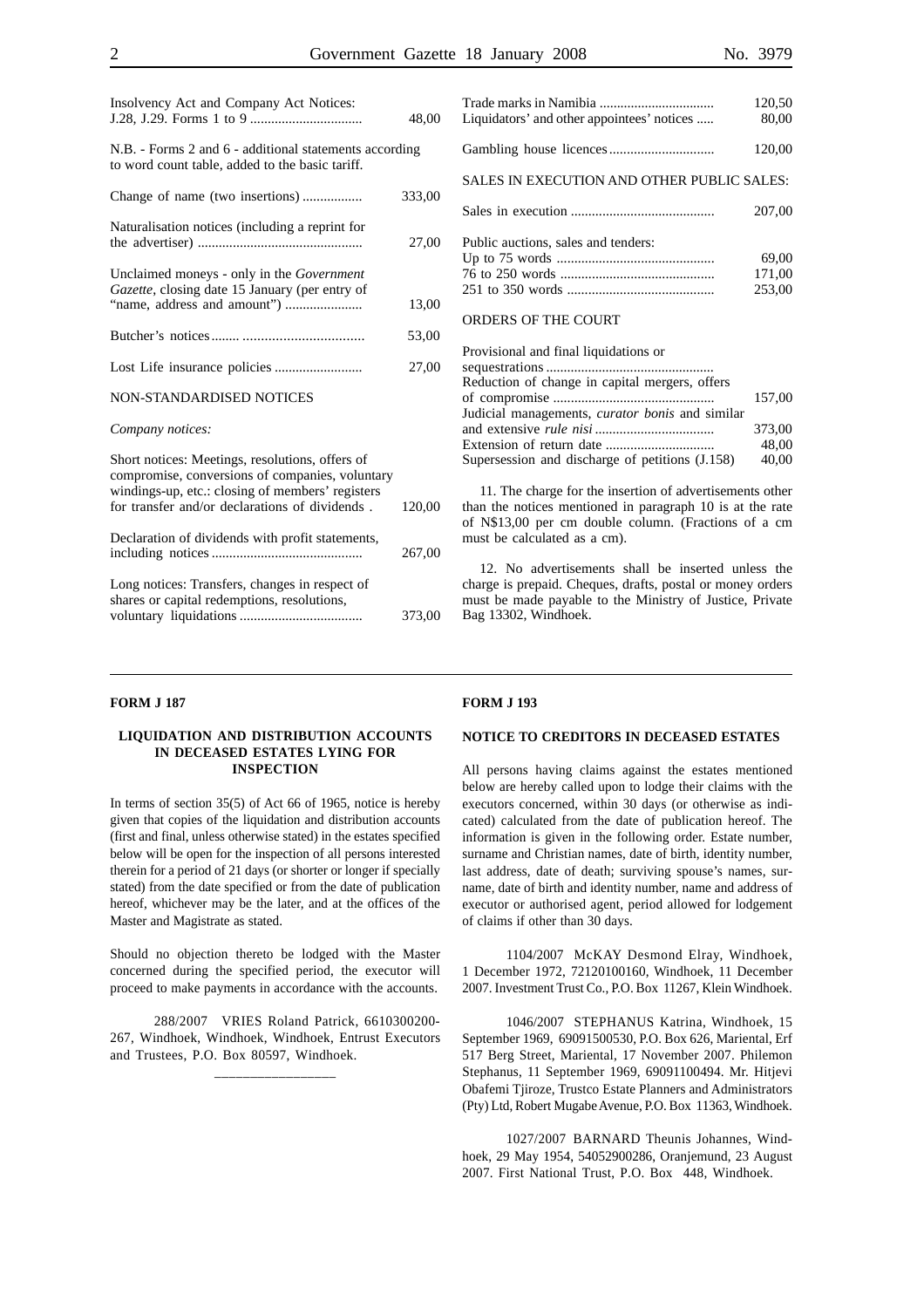| | |
|---|---|
| Insolvency Act and Company Act Notices: J.28, J.29. Forms 1 to 9 | 48,00 |
| N.B. - Forms 2 and 6 - additional statements according to word count table, added to the basic tariff. | |
| Change of name (two insertions) | 333,00 |
| Naturalisation notices (including a reprint for the advertiser) | 27,00 |
| Unclaimed moneys - only in the *Government Gazette*, closing date 15 January (per entry of "name, address and amount") | 13,00 |
| Butcher's notices | 53,00 |
| Lost Life insurance policies | 27,00 |

NON-STANDARDISED NOTICES

*Company notices:*

| | |
|---|---|
| Short notices: Meetings, resolutions, offers of compromise, conversions of companies, voluntary windings-up, etc.: closing of members' registers for transfer and/or declarations of dividends | 120,00 |
| Declaration of dividends with profit statements, including notices | 267,00 |
| Long notices: Transfers, changes in respect of shares or capital redemptions, resolutions, voluntary liquidations | 373,00 |
| Trade marks in Namibia | 120,50 |
| Liquidators' and other appointees' notices | 80,00 |
| Gambling house licences | 120,00 |

SALES IN EXECUTION AND OTHER PUBLIC SALES:

| | |
|---|---|
| Sales in execution | 207,00 |
| Public auctions, sales and tenders: | |
| Up to 75 words | 69,00 |
| 76 to 250 words | 171,00 |
| 251 to 350 words | 253,00 |

ORDERS OF THE COURT

| | |
|---|---|
| Provisional and final liquidations or sequestrations | |
| Reduction of change in capital mergers, offers of compromise | 157,00 |
| Judicial managements, *curator bonis* and similar and extensive *rule nisi* | 373,00 |
| Extension of return date | 48,00 |
| Supersession and discharge of petitions (J.158) | 40,00 |

11. The charge for the insertion of advertisements other than the notices mentioned in paragraph 10 is at the rate of N$13,00 per cm double column. (Fractions of a cm must be calculated as a cm).

12. No advertisements shall be inserted unless the charge is prepaid. Cheques, drafts, postal or money orders must be made payable to the Ministry of Justice, Private Bag 13302, Windhoek.

---

**FORM J 187**

**LIQUIDATION AND DISTRIBUTION ACCOUNTS IN DECEASED ESTATES LYING FOR INSPECTION**

In terms of section 35(5) of Act 66 of 1965, notice is hereby given that copies of the liquidation and distribution accounts (first and final, unless otherwise stated) in the estates specified below will be open for the inspection of all persons interested therein for a period of 21 days (or shorter or longer if specially stated) from the date specified or from the date of publication hereof, whichever may be the later, and at the offices of the Master and Magistrate as stated.

Should no objection thereto be lodged with the Master concerned during the specified period, the executor will proceed to make payments in accordance with the accounts.

288/2007 VRIES Roland Patrick, 6610300200-267, Windhoek, Windhoek, Windhoek, Entrust Executors and Trustees, P.O. Box 80597, Windhoek.

---

**FORM J 193**

**NOTICE TO CREDITORS IN DECEASED ESTATES**

All persons having claims against the estates mentioned below are hereby called upon to lodge their claims with the executors concerned, within 30 days (or otherwise as indicated) calculated from the date of publication hereof. The information is given in the following order. Estate number, surname and Christian names, date of birth, identity number, last address, date of death; surviving spouse's names, surname, date of birth and identity number, name and address of executor or authorised agent, period allowed for lodgement of claims if other than 30 days.

1104/2007 McKAY Desmond Elray, Windhoek, 1 December 1972, 72120100160, Windhoek, 11 December 2007. Investment Trust Co., P.O. Box 11267, Klein Windhoek.

1046/2007 STEPHANUS Katrina, Windhoek, 15 September 1969, 69091500530, P.O. Box 626, Mariental, Erf 517 Berg Street, Mariental, 17 November 2007. Philemon Stephanus, 11 September 1969, 69091100494. Mr. Hitjevi Obafemi Tjiroze, Trustco Estate Planners and Administrators (Pty) Ltd, Robert Mugabe Avenue, P.O. Box 11363, Windhoek.

1027/2007 BARNARD Theunis Johannes, Windhoek, 29 May 1954, 54052900286, Oranjemund, 23 August 2007. First National Trust, P.O. Box 448, Windhoek.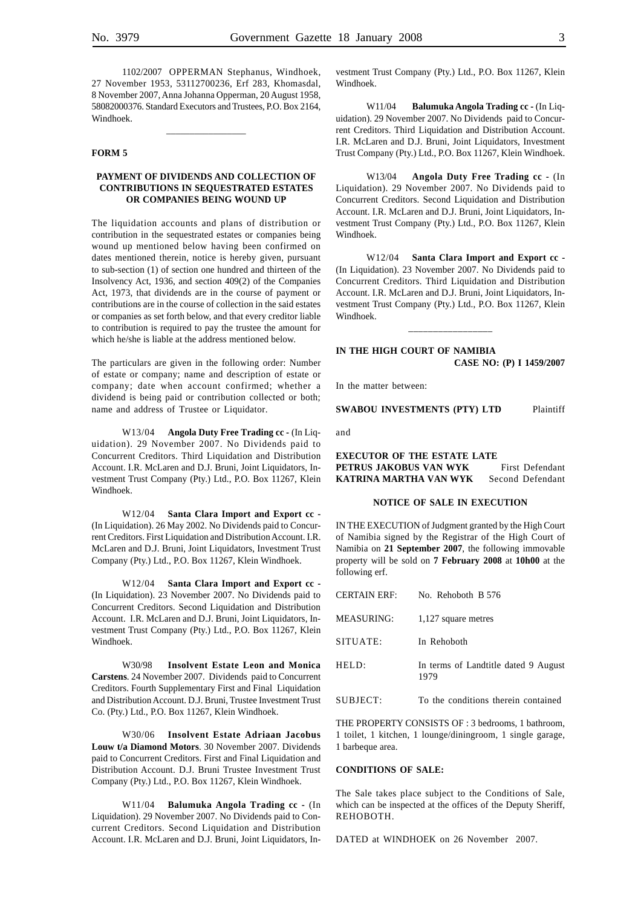1102/2007 OPPERMAN Stephanus, Windhoek, 27 November 1953, 53112700236, Erf 283, Khomasdal, 8 November 2007, Anna Johanna Opperman, 20 August 1958, 58082000376. Standard Executors and Trustees, P.O. Box 2164, Windhoek.

---

**FORM 5**

**PAYMENT OF DIVIDENDS AND COLLECTION OF CONTRIBUTIONS IN SEQUESTRATED ESTATES OR COMPANIES BEING WOUND UP**

The liquidation accounts and plans of distribution or contribution in the sequestrated estates or companies being wound up mentioned below having been confirmed on dates mentioned therein, notice is hereby given, pursuant to sub-section (1) of section one hundred and thirteen of the Insolvency Act, 1936, and section 409(2) of the Companies Act, 1973, that dividends are in the course of payment or contributions are in the course of collection in the said estates or companies as set forth below, and that every creditor liable to contribution is required to pay the trustee the amount for which he/she is liable at the address mentioned below.

The particulars are given in the following order: Number of estate or company; name and description of estate or company; date when account confirmed; whether a dividend is being paid or contribution collected or both; name and address of Trustee or Liquidator.

W13/04 **Angola Duty Free Trading cc** - (In Liquidation). 29 November 2007. No Dividends paid to Concurrent Creditors. Third Liquidation and Distribution Account. I.R. McLaren and D.J. Bruni, Joint Liquidators, Investment Trust Company (Pty.) Ltd., P.O. Box 11267, Klein Windhoek.

W12/04 **Santa Clara Import and Export cc** - (In Liquidation). 26 May 2002. No Dividends paid to Concurrent Creditors. First Liquidation and Distribution Account. I.R. McLaren and D.J. Bruni, Joint Liquidators, Investment Trust Company (Pty.) Ltd., P.O. Box 11267, Klein Windhoek.

W12/04 **Santa Clara Import and Export cc** - (In Liquidation). 23 November 2007. No Dividends paid to Concurrent Creditors. Second Liquidation and Distribution Account. I.R. McLaren and D.J. Bruni, Joint Liquidators, Investment Trust Company (Pty.) Ltd., P.O. Box 11267, Klein Windhoek.

W30/98 **Insolvent Estate Leon and Monica Carstens**. 24 November 2007. Dividends paid to Concurrent Creditors. Fourth Supplementary First and Final Liquidation and Distribution Account. D.J. Bruni, Trustee Investment Trust Co. (Pty.) Ltd., P.O. Box 11267, Klein Windhoek.

W30/06 **Insolvent Estate Adriaan Jacobus Louw t/a Diamond Motors**. 30 November 2007. Dividends paid to Concurrent Creditors. First and Final Liquidation and Distribution Account. D.J. Bruni Trustee Investment Trust Company (Pty.) Ltd., P.O. Box 11267, Klein Windhoek.

W11/04 **Balumuka Angola Trading cc** - (In Liquidation). 29 November 2007. No Dividends paid to Concurrent Creditors. Second Liquidation and Distribution Account. I.R. McLaren and D.J. Bruni, Joint Liquidators, Investment Trust Company (Pty.) Ltd., P.O. Box 11267, Klein Windhoek.

W11/04 **Balumuka Angola Trading cc** - (In Liquidation). 29 November 2007. No Dividends paid to Concurrent Creditors. Third Liquidation and Distribution Account. I.R. McLaren and D.J. Bruni, Joint Liquidators, Investment Trust Company (Pty.) Ltd., P.O. Box 11267, Klein Windhoek.

W13/04 **Angola Duty Free Trading cc** - (In Liquidation). 29 November 2007. No Dividends paid to Concurrent Creditors. Second Liquidation and Distribution Account. I.R. McLaren and D.J. Bruni, Joint Liquidators, Investment Trust Company (Pty.) Ltd., P.O. Box 11267, Klein Windhoek.

W12/04 **Santa Clara Import and Export cc** - (In Liquidation). 23 November 2007. No Dividends paid to Concurrent Creditors. Third Liquidation and Distribution Account. I.R. McLaren and D.J. Bruni, Joint Liquidators, Investment Trust Company (Pty.) Ltd., P.O. Box 11267, Klein Windhoek.

---

**IN THE HIGH COURT OF NAMIBIA**
**CASE NO: (P) I 1459/2007**

In the matter between:

**SWABOU INVESTMENTS (PTY) LTD** Plaintiff

and

**EXECUTOR OF THE ESTATE LATE PETRUS JAKOBUS VAN WYK** First Defendant
**KATRINA MARTHA VAN WYK** Second Defendant

**NOTICE OF SALE IN EXECUTION**

IN THE EXECUTION of Judgment granted by the High Court of Namibia signed by the Registrar of the High Court of Namibia on **21 September 2007**, the following immovable property will be sold on **7 February 2008** at **10h00** at the following erf.

| | |
|---|---|
| CERTAIN ERF: | No. Rehoboth B 576 |
| MEASURING: | 1,127 square metres |
| SITUATE: | In Rehoboth |
| HELD: | In terms of Landtitle dated 9 August 1979 |
| SUBJECT: | To the conditions therein contained |

THE PROPERTY CONSISTS OF : 3 bedrooms, 1 bathroom, 1 toilet, 1 kitchen, 1 lounge/diningroom, 1 single garage, 1 barbeque area.

**CONDITIONS OF SALE:**

The Sale takes place subject to the Conditions of Sale, which can be inspected at the offices of the Deputy Sheriff, REHOBOTH.

DATED at WINDHOEK on 26 November 2007.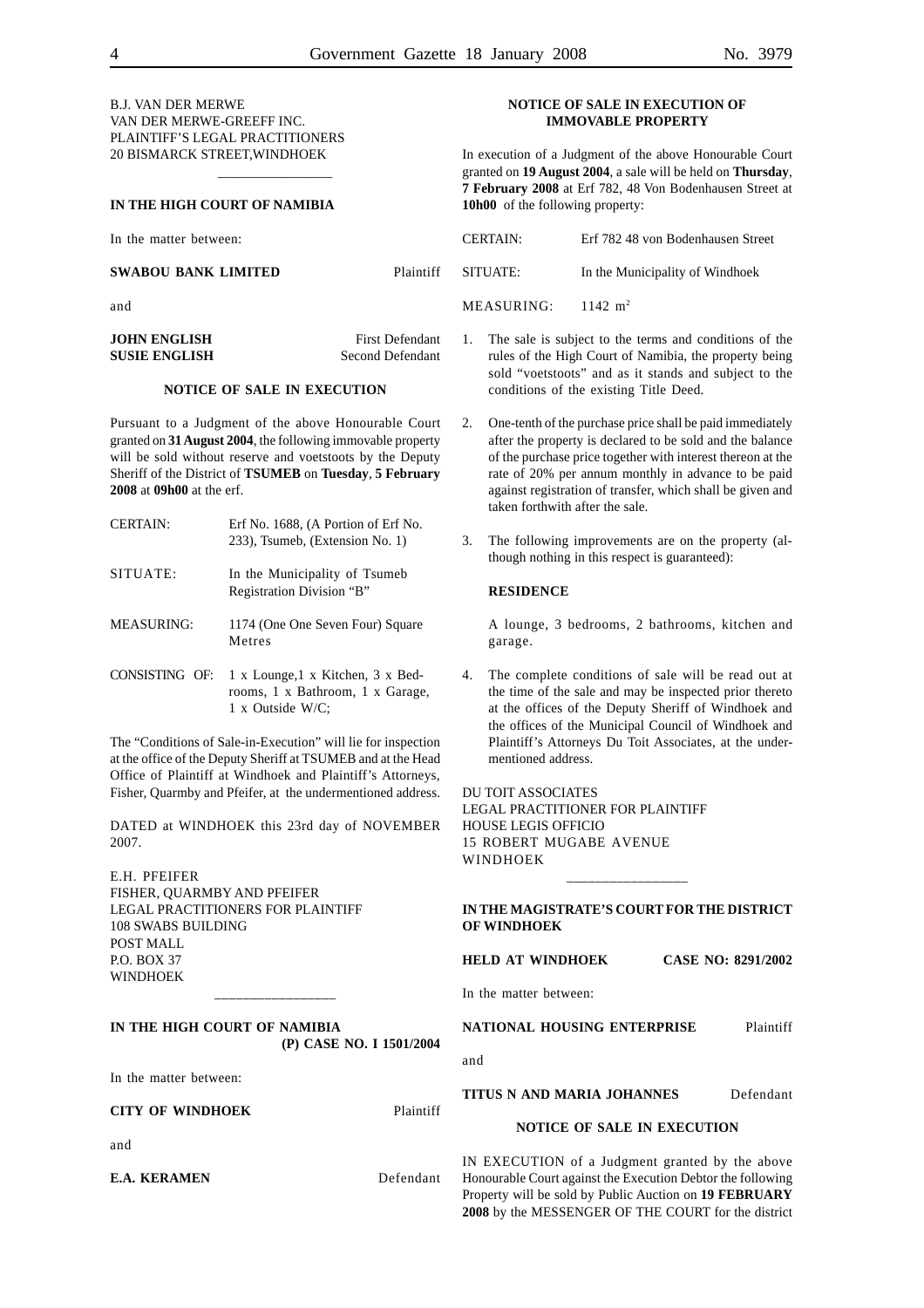B.J. VAN DER MERWE
VAN DER MERWE-GREEFF INC.
PLAINTIFF'S LEGAL PRACTITIONERS
20 BISMARCK STREET,WINDHOEK

---

**IN THE HIGH COURT OF NAMIBIA**

In the matter between:

**SWABOU BANK LIMITED** Plaintiff

and

**JOHN ENGLISH** First Defendant
**SUSIE ENGLISH** Second Defendant

**NOTICE OF SALE IN EXECUTION**

Pursuant to a Judgment of the above Honourable Court granted on **31 August 2004**, the following immovable property will be sold without reserve and voetstoots by the Deputy Sheriff of the District of **TSUMEB** on **Tuesday**, **5 February 2008** at **09h00** at the erf.

| | |
|---|---|
| CERTAIN: | Erf No. 1688, (A Portion of Erf No. 233), Tsumeb, (Extension No. 1) |
| SITUATE: | In the Municipality of Tsumeb Registration Division "B" |
| MEASURING: | 1174 (One One Seven Four) Square Metres |
| CONSISTING OF: | 1 x Lounge,1 x Kitchen, 3 x Bedrooms, 1 x Bathroom, 1 x Garage, 1 x Outside W/C; |

The "Conditions of Sale-in-Execution" will lie for inspection at the office of the Deputy Sheriff at TSUMEB and at the Head Office of Plaintiff at Windhoek and Plaintiff's Attorneys, Fisher, Quarmby and Pfeifer, at the undermentioned address.

DATED at WINDHOEK this 23rd day of NOVEMBER 2007.

E.H. PFEIFER
FISHER, QUARMBY AND PFEIFER
LEGAL PRACTITIONERS FOR PLAINTIFF
108 SWABS BUILDING
POST MALL
P.O. BOX 37
WINDHOEK

---

**IN THE HIGH COURT OF NAMIBIA**
**(P) CASE NO. I 1501/2004**

In the matter between:

**CITY OF WINDHOEK** Plaintiff

and

**E.A. KERAMEN** Defendant

**NOTICE OF SALE IN EXECUTION OF IMMOVABLE PROPERTY**

In execution of a Judgment of the above Honourable Court granted on **19 August 2004**, a sale will be held on **Thursday**, **7 February 2008** at Erf 782, 48 Von Bodenhausen Street at **10h00** of the following property:

| | |
|---|---|
| CERTAIN: | Erf 782 48 von Bodenhausen Street |
| SITUATE: | In the Municipality of Windhoek |
| MEASURING: | 1142 m² |

1. The sale is subject to the terms and conditions of the rules of the High Court of Namibia, the property being sold "voetstoots" and as it stands and subject to the conditions of the existing Title Deed.

2. One-tenth of the purchase price shall be paid immediately after the property is declared to be sold and the balance of the purchase price together with interest thereon at the rate of 20% per annum monthly in advance to be paid against registration of transfer, which shall be given and taken forthwith after the sale.

3. The following improvements are on the property (although nothing in this respect is guaranteed):

   **RESIDENCE**

   A lounge, 3 bedrooms, 2 bathrooms, kitchen and garage.

4. The complete conditions of sale will be read out at the time of the sale and may be inspected prior thereto at the offices of the Deputy Sheriff of Windhoek and the offices of the Municipal Council of Windhoek and Plaintiff's Attorneys Du Toit Associates, at the undermentioned address.

DU TOIT ASSOCIATES
LEGAL PRACTITIONER FOR PLAINTIFF
HOUSE LEGIS OFFICIO
15 ROBERT MUGABE AVENUE
WINDHOEK

---

**IN THE MAGISTRATE'S COURT FOR THE DISTRICT OF WINDHOEK**

**HELD AT WINDHOEK** **CASE NO: 8291/2002**

In the matter between:

**NATIONAL HOUSING ENTERPRISE** Plaintiff

and

**TITUS N AND MARIA JOHANNES** Defendant

**NOTICE OF SALE IN EXECUTION**

IN EXECUTION of a Judgment granted by the above Honourable Court against the Execution Debtor the following Property will be sold by Public Auction on **19 FEBRUARY 2008** by the MESSENGER OF THE COURT for the district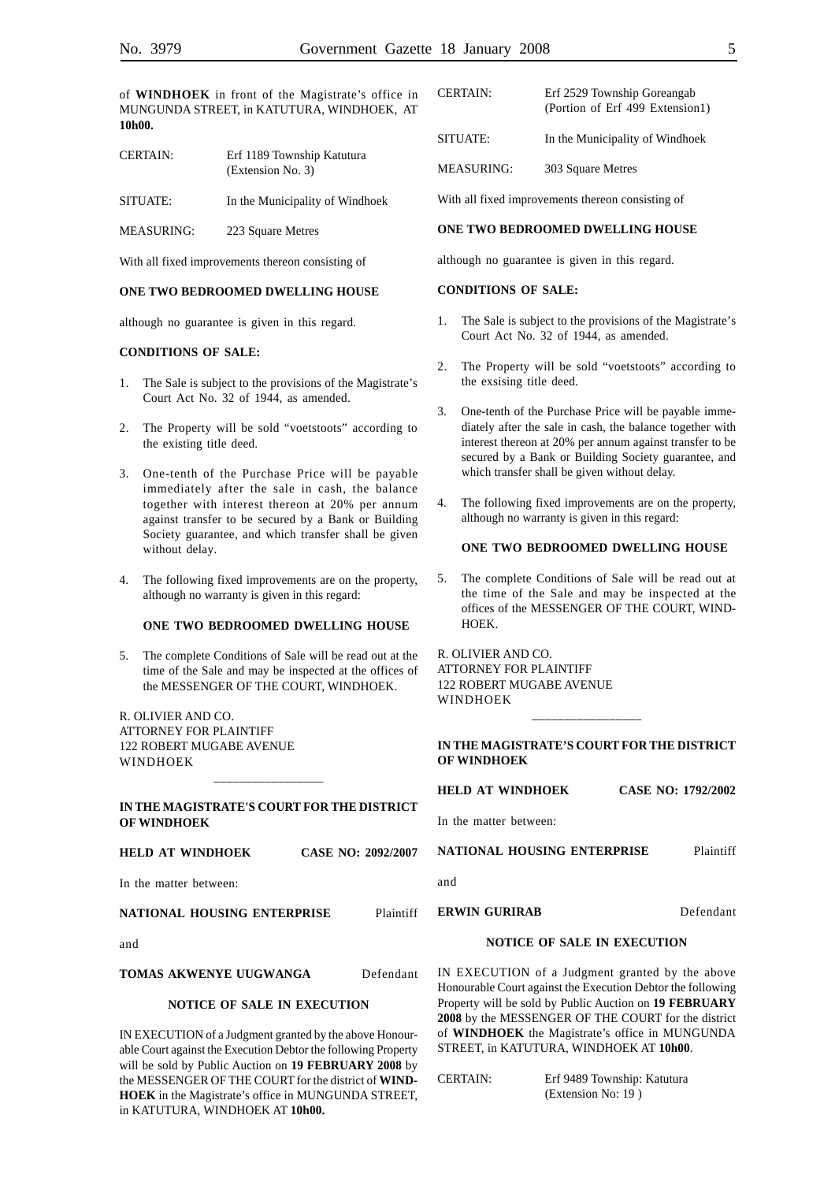of **WINDHOEK** in front of the Magistrate's office in MUNGUNDA STREET, in KATUTURA, WINDHOEK, AT **10h00.**

| | |
|---|---|
| CERTAIN: | Erf 1189 Township Katutura (Extension No. 3) |
| SITUATE: | In the Municipality of Windhoek |
| MEASURING: | 223 Square Metres |

With all fixed improvements thereon consisting of

**ONE TWO BEDROOMED DWELLING HOUSE**

although no guarantee is given in this regard.

**CONDITIONS OF SALE:**

1. The Sale is subject to the provisions of the Magistrate's Court Act No. 32 of 1944, as amended.
2. The Property will be sold "voetstoots" according to the existing title deed.
3. One-tenth of the Purchase Price will be payable immediately after the sale in cash, the balance together with interest thereon at 20% per annum against transfer to be secured by a Bank or Building Society guarantee, and which transfer shall be given without delay.
4. The following fixed improvements are on the property, although no warranty is given in this regard:

   **ONE TWO BEDROOMED DWELLING HOUSE**

5. The complete Conditions of Sale will be read out at the time of the Sale and may be inspected at the offices of the MESSENGER OF THE COURT, WINDHOEK.

R. OLIVIER AND CO.
ATTORNEY FOR PLAINTIFF
122 ROBERT MUGABE AVENUE
WINDHOEK

---

**IN THE MAGISTRATE'S COURT FOR THE DISTRICT OF WINDHOEK**

**HELD AT WINDHOEK** **CASE NO: 2092/2007**

In the matter between:

**NATIONAL HOUSING ENTERPRISE** Plaintiff

and

**TOMAS AKWENYE UUGWANGA** Defendant

**NOTICE OF SALE IN EXECUTION**

IN EXECUTION of a Judgment granted by the above Honourable Court against the Execution Debtor the following Property will be sold by Public Auction on **19 FEBRUARY 2008** by the MESSENGER OF THE COURT for the district of **WINDHOEK** in the Magistrate's office in MUNGUNDA STREET, in KATUTURA, WINDHOEK AT **10h00.**

| | |
|---|---|
| CERTAIN: | Erf 2529 Township Goreangab (Portion of Erf 499 Extension1) |
| SITUATE: | In the Municipality of Windhoek |
| MEASURING: | 303 Square Metres |

With all fixed improvements thereon consisting of

**ONE TWO BEDROOMED DWELLING HOUSE**

although no guarantee is given in this regard.

**CONDITIONS OF SALE:**

1. The Sale is subject to the provisions of the Magistrate's Court Act No. 32 of 1944, as amended.
2. The Property will be sold "voetstoots" according to the exsising title deed.
3. One-tenth of the Purchase Price will be payable immediately after the sale in cash, the balance together with interest thereon at 20% per annum against transfer to be secured by a Bank or Building Society guarantee, and which transfer shall be given without delay.
4. The following fixed improvements are on the property, although no warranty is given in this regard:

   **ONE TWO BEDROOMED DWELLING HOUSE**

5. The complete Conditions of Sale will be read out at the time of the Sale and may be inspected at the offices of the MESSENGER OF THE COURT, WINDHOEK.

R. OLIVIER AND CO.
ATTORNEY FOR PLAINTIFF
122 ROBERT MUGABE AVENUE
WINDHOEK

---

**IN THE MAGISTRATE'S COURT FOR THE DISTRICT OF WINDHOEK**

**HELD AT WINDHOEK** **CASE NO: 1792/2002**

In the matter between:

**NATIONAL HOUSING ENTERPRISE** Plaintiff

and

**ERWIN GURIRAB** Defendant

**NOTICE OF SALE IN EXECUTION**

IN EXECUTION of a Judgment granted by the above Honourable Court against the Execution Debtor the following Property will be sold by Public Auction on **19 FEBRUARY 2008** by the MESSENGER OF THE COURT for the district of **WINDHOEK** the Magistrate's office in MUNGUNDA STREET, in KATUTURA, WINDHOEK AT **10h00**.

| | |
|---|---|
| CERTAIN: | Erf 9489 Township: Katutura (Extension No: 19 ) |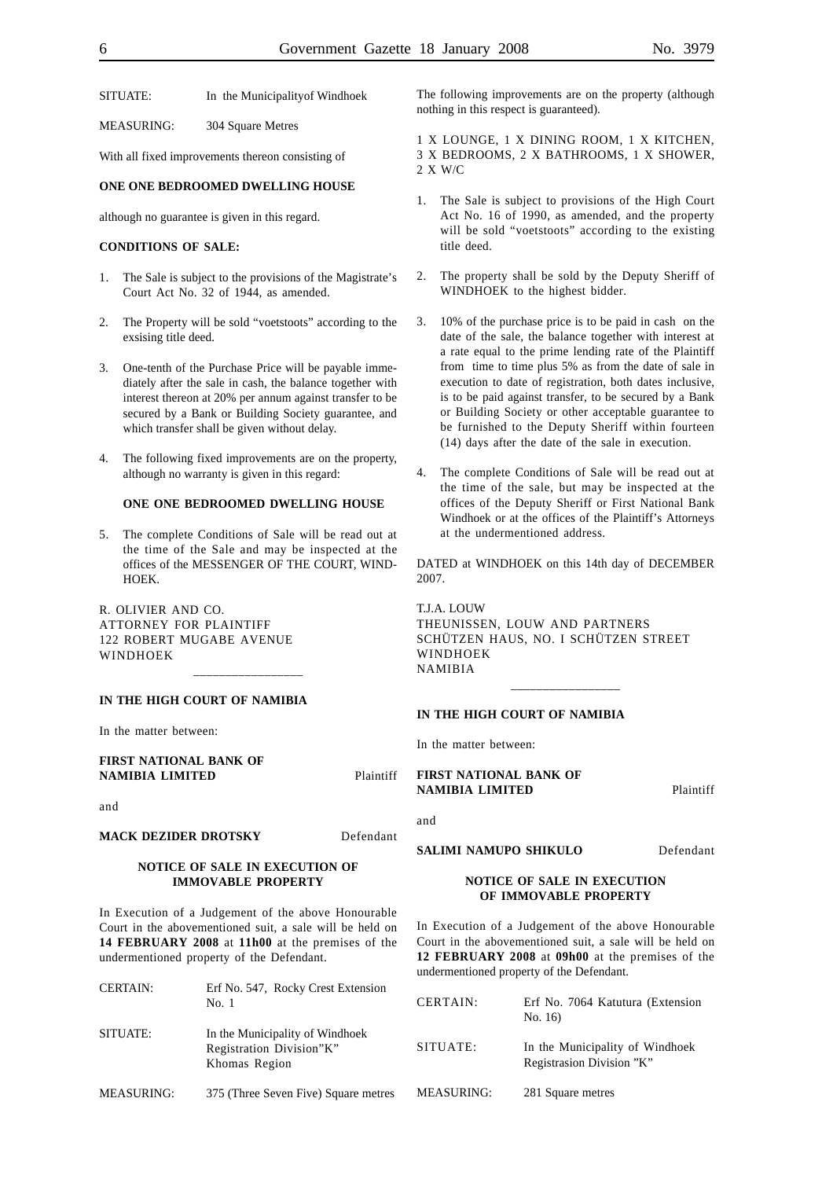| | |
|---|---|
| SITUATE: | In the Municipalityof Windhoek |
| MEASURING: | 304 Square Metres |

With all fixed improvements thereon consisting of

**ONE ONE BEDROOMED DWELLING HOUSE**

although no guarantee is given in this regard.

**CONDITIONS OF SALE:**

1. The Sale is subject to the provisions of the Magistrate's Court Act No. 32 of 1944, as amended.
2. The Property will be sold "voetstoots" according to the exsising title deed.
3. One-tenth of the Purchase Price will be payable immediately after the sale in cash, the balance together with interest thereon at 20% per annum against transfer to be secured by a Bank or Building Society guarantee, and which transfer shall be given without delay.
4. The following fixed improvements are on the property, although no warranty is given in this regard:

   **ONE ONE BEDROOMED DWELLING HOUSE**

5. The complete Conditions of Sale will be read out at the time of the Sale and may be inspected at the offices of the MESSENGER OF THE COURT, WINDHOEK.

R. OLIVIER AND CO.
ATTORNEY FOR PLAINTIFF
122 ROBERT MUGABE AVENUE
WINDHOEK

---

**IN THE HIGH COURT OF NAMIBIA**

In the matter between:

**FIRST NATIONAL BANK OF NAMIBIA LIMITED** Plaintiff

and

**MACK DEZIDER DROTSKY** Defendant

**NOTICE OF SALE IN EXECUTION OF IMMOVABLE PROPERTY**

In Execution of a Judgement of the above Honourable Court in the abovementioned suit, a sale will be held on **14 FEBRUARY 2008** at **11h00** at the premises of the undermentioned property of the Defendant.

| | |
|---|---|
| CERTAIN: | Erf No. 547, Rocky Crest Extension No. 1 |
| SITUATE: | In the Municipality of Windhoek Registration Division"K" Khomas Region |
| MEASURING: | 375 (Three Seven Five) Square metres |

The following improvements are on the property (although nothing in this respect is guaranteed).

1 X LOUNGE, 1 X DINING ROOM, 1 X KITCHEN, 3 X BEDROOMS, 2 X BATHROOMS, 1 X SHOWER, 2 X W/C

1. The Sale is subject to provisions of the High Court Act No. 16 of 1990, as amended, and the property will be sold "voetstoots" according to the existing title deed.
2. The property shall be sold by the Deputy Sheriff of WINDHOEK to the highest bidder.
3. 10% of the purchase price is to be paid in cash on the date of the sale, the balance together with interest at a rate equal to the prime lending rate of the Plaintiff from time to time plus 5% as from the date of sale in execution to date of registration, both dates inclusive, is to be paid against transfer, to be secured by a Bank or Building Society or other acceptable guarantee to be furnished to the Deputy Sheriff within fourteen (14) days after the date of the sale in execution.
4. The complete Conditions of Sale will be read out at the time of the sale, but may be inspected at the offices of the Deputy Sheriff or First National Bank Windhoek or at the offices of the Plaintiff's Attorneys at the undermentioned address.

DATED at WINDHOEK on this 14th day of DECEMBER 2007.

T.J.A. LOUW
THEUNISSEN, LOUW AND PARTNERS
SCHÜTZEN HAUS, NO. I SCHÜTZEN STREET
WINDHOEK
NAMIBIA

---

**IN THE HIGH COURT OF NAMIBIA**

In the matter between:

**FIRST NATIONAL BANK OF NAMIBIA LIMITED** Plaintiff

and

**SALIMI NAMUPO SHIKULO** Defendant

**NOTICE OF SALE IN EXECUTION OF IMMOVABLE PROPERTY**

In Execution of a Judgement of the above Honourable Court in the abovementioned suit, a sale will be held on **12 FEBRUARY 2008** at **09h00** at the premises of the undermentioned property of the Defendant.

| | |
|---|---|
| CERTAIN: | Erf No. 7064 Katutura (Extension No. 16) |
| SITUATE: | In the Municipality of Windhoek Registrasion Division "K" |
| MEASURING: | 281 Square metres |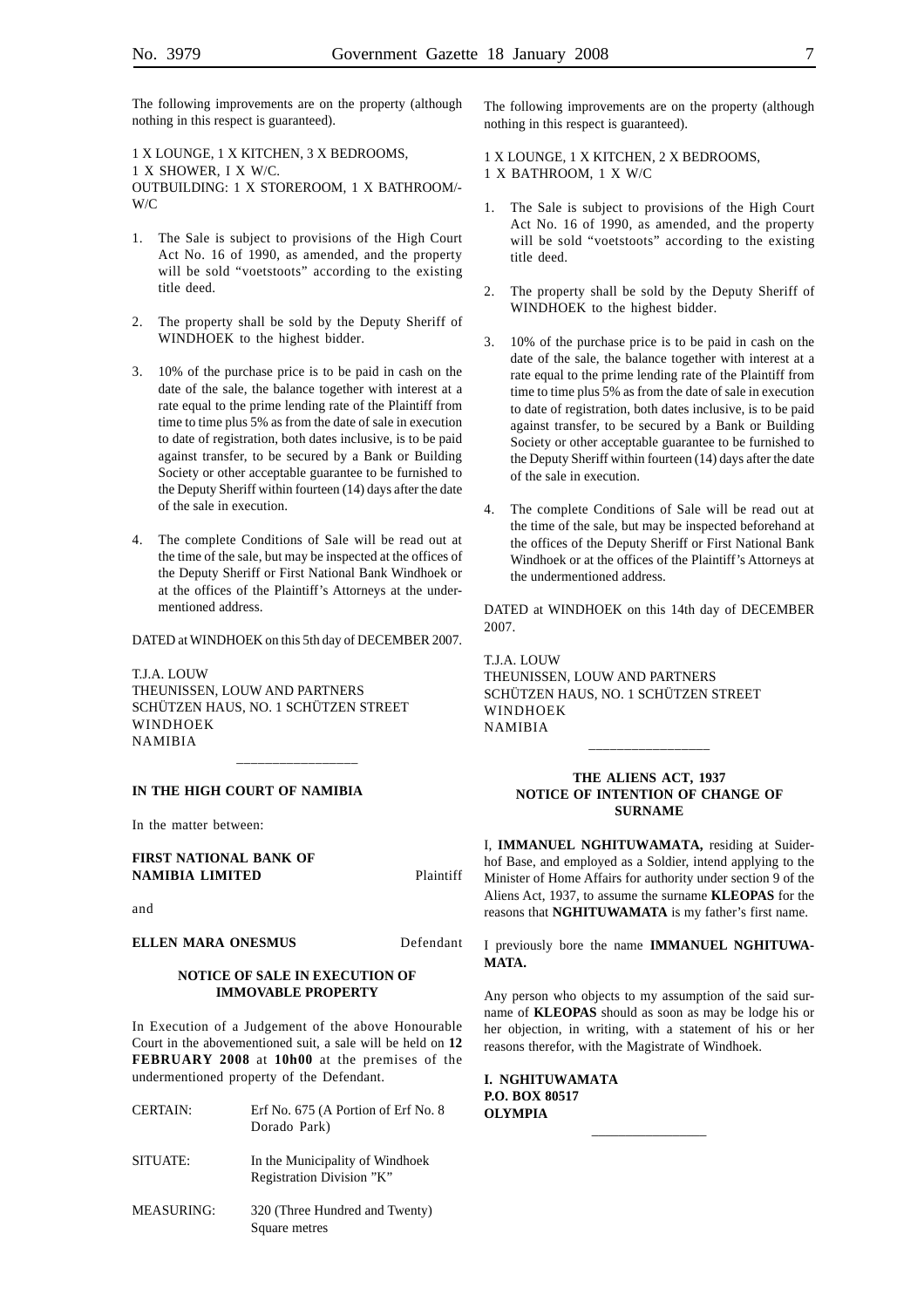The following improvements are on the property (although nothing in this respect is guaranteed).

1 X LOUNGE, 1 X KITCHEN, 3 X BEDROOMS,
1 X SHOWER, I X W/C.
OUTBUILDING: 1 X STOREROOM, 1 X BATHROOM/-W/C

1. The Sale is subject to provisions of the High Court Act No. 16 of 1990, as amended, and the property will be sold "voetstoots" according to the existing title deed.

2. The property shall be sold by the Deputy Sheriff of WINDHOEK to the highest bidder.

3. 10% of the purchase price is to be paid in cash on the date of the sale, the balance together with interest at a rate equal to the prime lending rate of the Plaintiff from time to time plus 5% as from the date of sale in execution to date of registration, both dates inclusive, is to be paid against transfer, to be secured by a Bank or Building Society or other acceptable guarantee to be furnished to the Deputy Sheriff within fourteen (14) days after the date of the sale in execution.

4. The complete Conditions of Sale will be read out at the time of the sale, but may be inspected at the offices of the Deputy Sheriff or First National Bank Windhoek or at the offices of the Plaintiff's Attorneys at the undermentioned address.

DATED at WINDHOEK on this 5th day of DECEMBER 2007.

T.J.A. LOUW
THEUNISSEN, LOUW AND PARTNERS
SCHÜTZEN HAUS, NO. 1 SCHÜTZEN STREET
WINDHOEK
NAMIBIA

---

**IN THE HIGH COURT OF NAMIBIA**

In the matter between:

**FIRST NATIONAL BANK OF NAMIBIA LIMITED** Plaintiff

and

**ELLEN MARA ONESMUS** Defendant

**NOTICE OF SALE IN EXECUTION OF IMMOVABLE PROPERTY**

In Execution of a Judgement of the above Honourable Court in the abovementioned suit, a sale will be held on **12 FEBRUARY 2008** at **10h00** at the premises of the undermentioned property of the Defendant.

| | |
|---|---|
| CERTAIN: | Erf No. 675 (A Portion of Erf No. 8 Dorado Park) |
| SITUATE: | In the Municipality of Windhoek Registration Division "K" |
| MEASURING: | 320 (Three Hundred and Twenty) Square metres |

The following improvements are on the property (although nothing in this respect is guaranteed).

1 X LOUNGE, 1 X KITCHEN, 2 X BEDROOMS,
1 X BATHROOM, 1 X W/C

1. The Sale is subject to provisions of the High Court Act No. 16 of 1990, as amended, and the property will be sold "voetstoots" according to the existing title deed.

2. The property shall be sold by the Deputy Sheriff of WINDHOEK to the highest bidder.

3. 10% of the purchase price is to be paid in cash on the date of the sale, the balance together with interest at a rate equal to the prime lending rate of the Plaintiff from time to time plus 5% as from the date of sale in execution to date of registration, both dates inclusive, is to be paid against transfer, to be secured by a Bank or Building Society or other acceptable guarantee to be furnished to the Deputy Sheriff within fourteen (14) days after the date of the sale in execution.

4. The complete Conditions of Sale will be read out at the time of the sale, but may be inspected beforehand at the offices of the Deputy Sheriff or First National Bank Windhoek or at the offices of the Plaintiff's Attorneys at the undermentioned address.

DATED at WINDHOEK on this 14th day of DECEMBER 2007.

T.J.A. LOUW
THEUNISSEN, LOUW AND PARTNERS
SCHÜTZEN HAUS, NO. 1 SCHÜTZEN STREET
WINDHOEK
NAMIBIA

---

**THE ALIENS ACT, 1937**
**NOTICE OF INTENTION OF CHANGE OF SURNAME**

I, **IMMANUEL NGHITUWAMATA,** residing at Suiderhof Base, and employed as a Soldier, intend applying to the Minister of Home Affairs for authority under section 9 of the Aliens Act, 1937, to assume the surname **KLEOPAS** for the reasons that **NGHITUWAMATA** is my father's first name.

I previously bore the name **IMMANUEL NGHITUWAMATA.**

Any person who objects to my assumption of the said surname of **KLEOPAS** should as soon as may be lodge his or her objection, in writing, with a statement of his or her reasons therefor, with the Magistrate of Windhoek.

**I. NGHITUWAMATA**
**P.O. BOX 80517**
**OLYMPIA**

---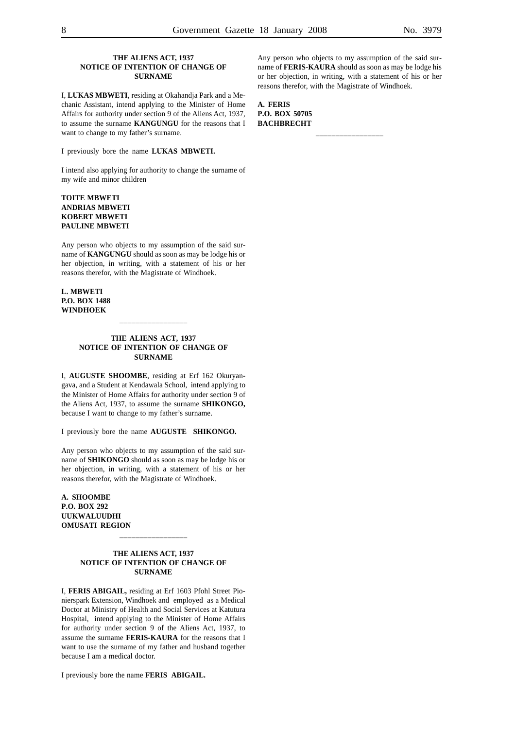**THE ALIENS ACT, 1937**
**NOTICE OF INTENTION OF CHANGE OF SURNAME**

I, **LUKAS MBWETI**, residing at Okahandja Park and a Mechanic Assistant, intend applying to the Minister of Home Affairs for authority under section 9 of the Aliens Act, 1937, to assume the surname **KANGUNGU** for the reasons that I want to change to my father's surname.

I previously bore the name **LUKAS MBWETI.**

I intend also applying for authority to change the surname of my wife and minor children

**TOITE MBWETI**
**ANDRIAS MBWETI**
**KOBERT MBWETI**
**PAULINE MBWETI**

Any person who objects to my assumption of the said surname of **KANGUNGU** should as soon as may be lodge his or her objection, in writing, with a statement of his or her reasons therefor, with the Magistrate of Windhoek.

**L. MBWETI**
**P.O. BOX 1488**
**WINDHOEK**

---

**THE ALIENS ACT, 1937**
**NOTICE OF INTENTION OF CHANGE OF SURNAME**

I, **AUGUSTE SHOOMBE**, residing at Erf 162 Okuryangava, and a Student at Kendawala School, intend applying to the Minister of Home Affairs for authority under section 9 of the Aliens Act, 1937, to assume the surname **SHIKONGO,** because I want to change to my father's surname.

I previously bore the name **AUGUSTE SHIKONGO.**

Any person who objects to my assumption of the said surname of **SHIKONGO** should as soon as may be lodge his or her objection, in writing, with a statement of his or her reasons therefor, with the Magistrate of Windhoek.

**A. SHOOMBE**
**P.O. BOX 292**
**UUKWALUUDHI**
**OMUSATI REGION**

---

**THE ALIENS ACT, 1937**
**NOTICE OF INTENTION OF CHANGE OF SURNAME**

I, **FERIS ABIGAIL,** residing at Erf 1603 Pfohl Street Pionierspark Extension, Windhoek and employed as a Medical Doctor at Ministry of Health and Social Services at Katutura Hospital, intend applying to the Minister of Home Affairs for authority under section 9 of the Aliens Act, 1937, to assume the surname **FERIS-KAURA** for the reasons that I want to use the surname of my father and husband together because I am a medical doctor.

I previously bore the name **FERIS ABIGAIL.**

Any person who objects to my assumption of the said surname of **FERIS-KAURA** should as soon as may be lodge his or her objection, in writing, with a statement of his or her reasons therefor, with the Magistrate of Windhoek.

**A. FERIS**
**P.O. BOX 50705**
**BACHBRECHT**

---